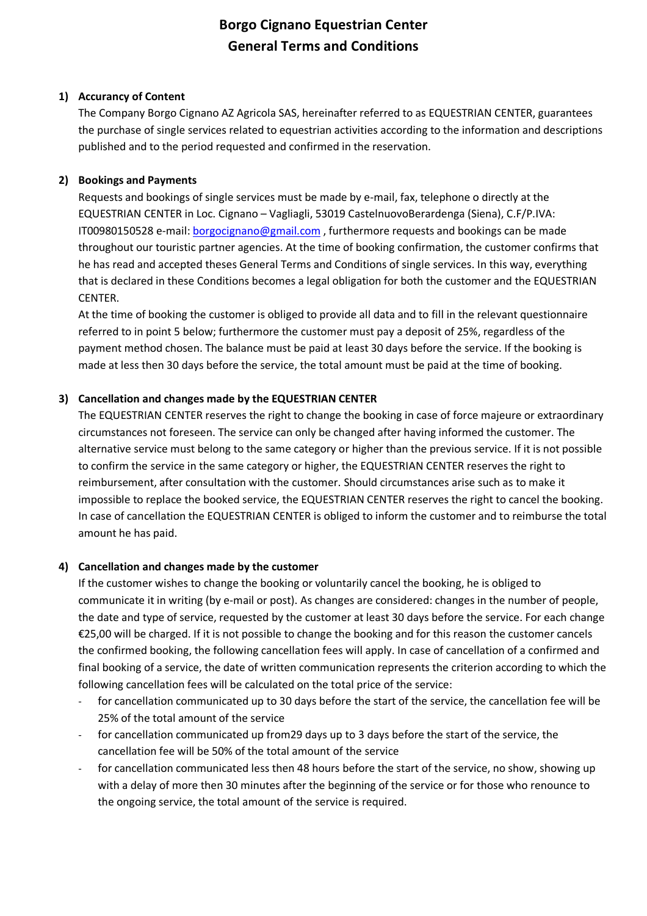# Borgo Cignano Equestrian Center
# General Terms and Conditions

1) **Accurancy of Content**

   The Company Borgo Cignano AZ Agricola SAS, hereinafter referred to as EQUESTRIAN CENTER, guarantees the purchase of single services related to equestrian activities according to the information and descriptions published and to the period requested and confirmed in the reservation.

2) **Bookings and Payments**

   Requests and bookings of single services must be made by e-mail, fax, telephone o directly at the EQUESTRIAN CENTER in Loc. Cignano – Vagliagli, 53019 CastelnuovoBerardenga (Siena), C.F/P.IVA: IT00980150528 e-mail: borgocignano@gmail.com , furthermore requests and bookings can be made throughout our touristic partner agencies. At the time of booking confirmation, the customer confirms that he has read and accepted theses General Terms and Conditions of single services. In this way, everything that is declared in these Conditions becomes a legal obligation for both the customer and the EQUESTRIAN CENTER.

   At the time of booking the customer is obliged to provide all data and to fill in the relevant questionnaire referred to in point 5 below; furthermore the customer must pay a deposit of 25%, regardless of the payment method chosen. The balance must be paid at least 30 days before the service. If the booking is made at less then 30 days before the service, the total amount must be paid at the time of booking.

3) **Cancellation and changes made by the EQUESTRIAN CENTER**

   The EQUESTRIAN CENTER reserves the right to change the booking in case of force majeure or extraordinary circumstances not foreseen. The service can only be changed after having informed the customer. The alternative service must belong to the same category or higher than the previous service. If it is not possible to confirm the service in the same category or higher, the EQUESTRIAN CENTER reserves the right to reimbursement, after consultation with the customer. Should circumstances arise such as to make it impossible to replace the booked service, the EQUESTRIAN CENTER reserves the right to cancel the booking. In case of cancellation the EQUESTRIAN CENTER is obliged to inform the customer and to reimburse the total amount he has paid.

4) **Cancellation and changes made by the customer**

   If the customer wishes to change the booking or voluntarily cancel the booking, he is obliged to communicate it in writing (by e-mail or post). As changes are considered: changes in the number of people, the date and type of service, requested by the customer at least 30 days before the service. For each change €25,00 will be charged. If it is not possible to change the booking and for this reason the customer cancels the confirmed booking, the following cancellation fees will apply. In case of cancellation of a confirmed and final booking of a service, the date of written communication represents the criterion according to which the following cancellation fees will be calculated on the total price of the service:

   - for cancellation communicated up to 30 days before the start of the service, the cancellation fee will be 25% of the total amount of the service
   - for cancellation communicated up from29 days up to 3 days before the start of the service, the cancellation fee will be 50% of the total amount of the service
   - for cancellation communicated less then 48 hours before the start of the service, no show, showing up with a delay of more then 30 minutes after the beginning of the service or for those who renounce to the ongoing service, the total amount of the service is required.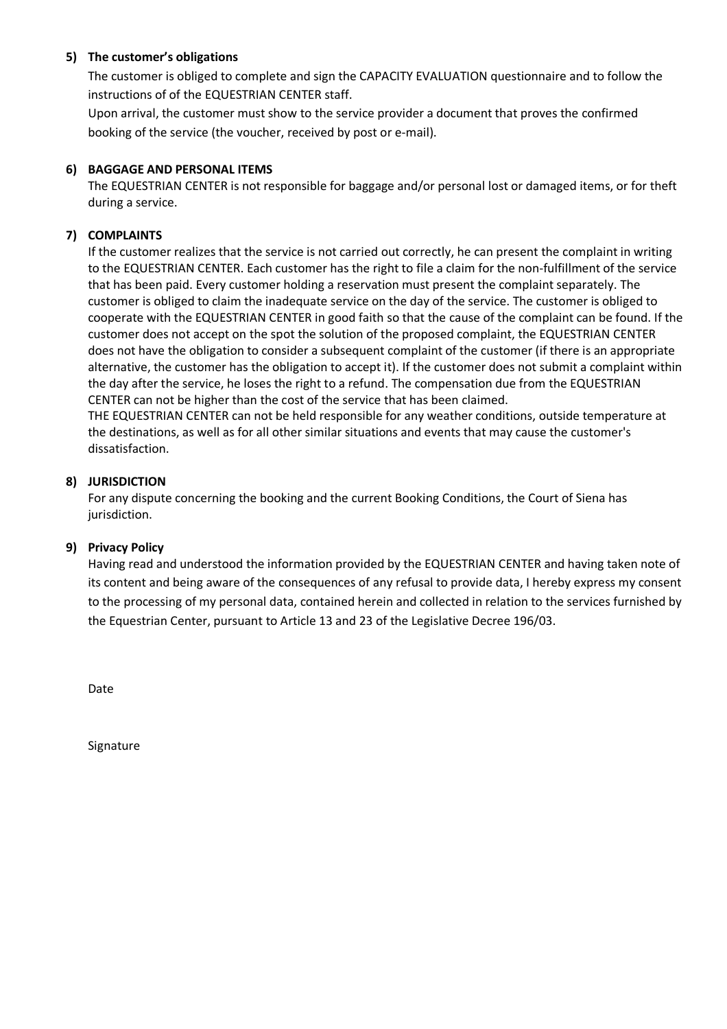**5) The customer's obligations**

The customer is obliged to complete and sign the CAPACITY EVALUATION questionnaire and to follow the instructions of of the EQUESTRIAN CENTER staff.
Upon arrival, the customer must show to the service provider a document that proves the confirmed booking of the service (the voucher, received by post or e-mail).

**6) BAGGAGE AND PERSONAL ITEMS**

The EQUESTRIAN CENTER is not responsible for baggage and/or personal lost or damaged items, or for theft during a service.

**7) COMPLAINTS**

If the customer realizes that the service is not carried out correctly, he can present the complaint in writing to the EQUESTRIAN CENTER. Each customer has the right to file a claim for the non-fulfillment of the service that has been paid. Every customer holding a reservation must present the complaint separately. The customer is obliged to claim the inadequate service on the day of the service. The customer is obliged to cooperate with the EQUESTRIAN CENTER in good faith so that the cause of the complaint can be found. If the customer does not accept on the spot the solution of the proposed complaint, the EQUESTRIAN CENTER does not have the obligation to consider a subsequent complaint of the customer (if there is an appropriate alternative, the customer has the obligation to accept it). If the customer does not submit a complaint within the day after the service, he loses the right to a refund. The compensation due from the EQUESTRIAN CENTER can not be higher than the cost of the service that has been claimed.
THE EQUESTRIAN CENTER can not be held responsible for any weather conditions, outside temperature at the destinations, as well as for all other similar situations and events that may cause the customer's dissatisfaction.

**8) JURISDICTION**

For any dispute concerning the booking and the current Booking Conditions, the Court of Siena has jurisdiction.

**9) Privacy Policy**

Having read and understood the information provided by the EQUESTRIAN CENTER and having taken note of its content and being aware of the consequences of any refusal to provide data, I hereby express my consent to the processing of my personal data, contained herein and collected in relation to the services furnished by the Equestrian Center, pursuant to Article 13 and 23 of the Legislative Decree 196/03.

Date

Signature